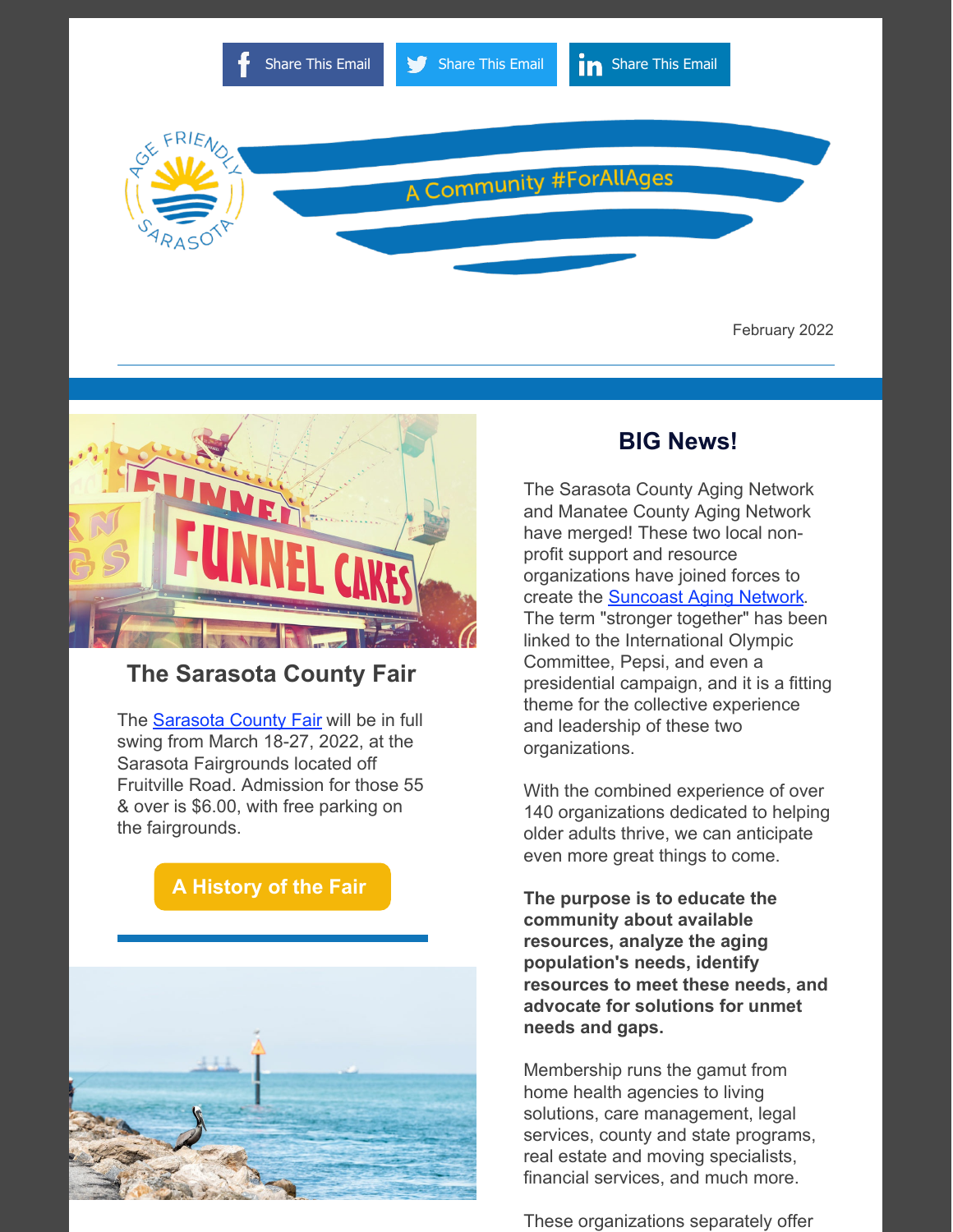Share This Email | Share This Email | Share This Email

AGE FRIENDLY SARASOTA

A Community #ForAllAges

February 2022

## The Sarasota County Fair

The Sarasota County Fair will be in full swing from March 18-27, 2022, at the Sarasota Fairgrounds located off Fruitville Road. Admission for those 55 & over is $6.00, with free parking on the fairgrounds.

A History of the Fair

## BIG News!

The Sarasota County Aging Network and Manatee County Aging Network have merged! These two local non-profit support and resource organizations have joined forces to create the Suncoast Aging Network. The term "stronger together" has been linked to the International Olympic Committee, Pepsi, and even a presidential campaign, and it is a fitting theme for the collective experience and leadership of these two organizations.

With the combined experience of over 140 organizations dedicated to helping older adults thrive, we can anticipate even more great things to come.

**The purpose is to educate the community about available resources, analyze the aging population's needs, identify resources to meet these needs, and advocate for solutions for unmet needs and gaps.**

Membership runs the gamut from home health agencies to living solutions, care management, legal services, county and state programs, real estate and moving specialists, financial services, and much more.

These organizations separately offer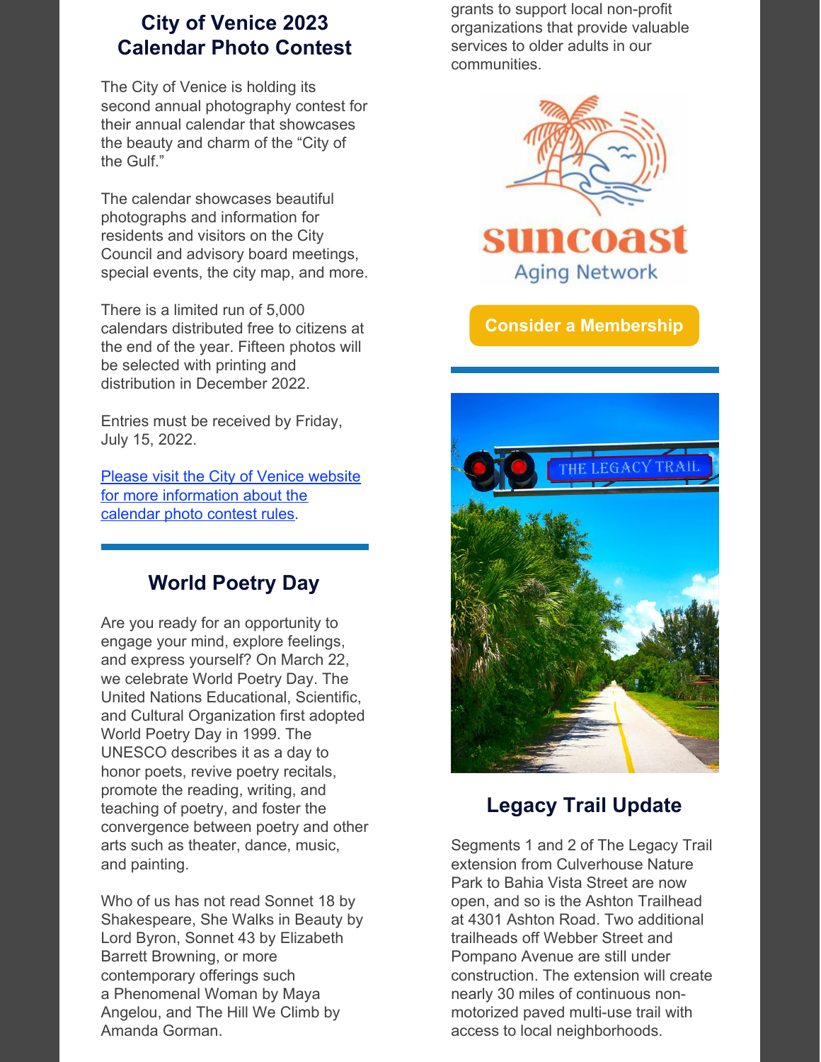## City of Venice 2023 Calendar Photo Contest

The City of Venice is holding its second annual photography contest for their annual calendar that showcases the beauty and charm of the "City of the Gulf."

The calendar showcases beautiful photographs and information for residents and visitors on the City Council and advisory board meetings, special events, the city map, and more.

There is a limited run of 5,000 calendars distributed free to citizens at the end of the year. Fifteen photos will be selected with printing and distribution in December 2022.

Entries must be received by Friday, July 15, 2022.

[Please visit the City of Venice website for more information about the calendar photo contest rules].

## World Poetry Day

Are you ready for an opportunity to engage your mind, explore feelings, and express yourself? On March 22, we celebrate World Poetry Day. The United Nations Educational, Scientific, and Cultural Organization first adopted World Poetry Day in 1999. The UNESCO describes it as a day to honor poets, revive poetry recitals, promote the reading, writing, and teaching of poetry, and foster the convergence between poetry and other arts such as theater, dance, music, and painting.

Who of us has not read Sonnet 18 by Shakespeare, She Walks in Beauty by Lord Byron, Sonnet 43 by Elizabeth Barrett Browning, or more contemporary offerings such a Phenomenal Woman by Maya Angelou, and The Hill We Climb by Amanda Gorman.

grants to support local non-profit organizations that provide valuable services to older adults in our communities.

suncoast Aging Network

**Consider a Membership**

## Legacy Trail Update

Segments 1 and 2 of The Legacy Trail extension from Culverhouse Nature Park to Bahia Vista Street are now open, and so is the Ashton Trailhead at 4301 Ashton Road. Two additional trailheads off Webber Street and Pompano Avenue are still under construction. The extension will create nearly 30 miles of continuous non-motorized paved multi-use trail with access to local neighborhoods.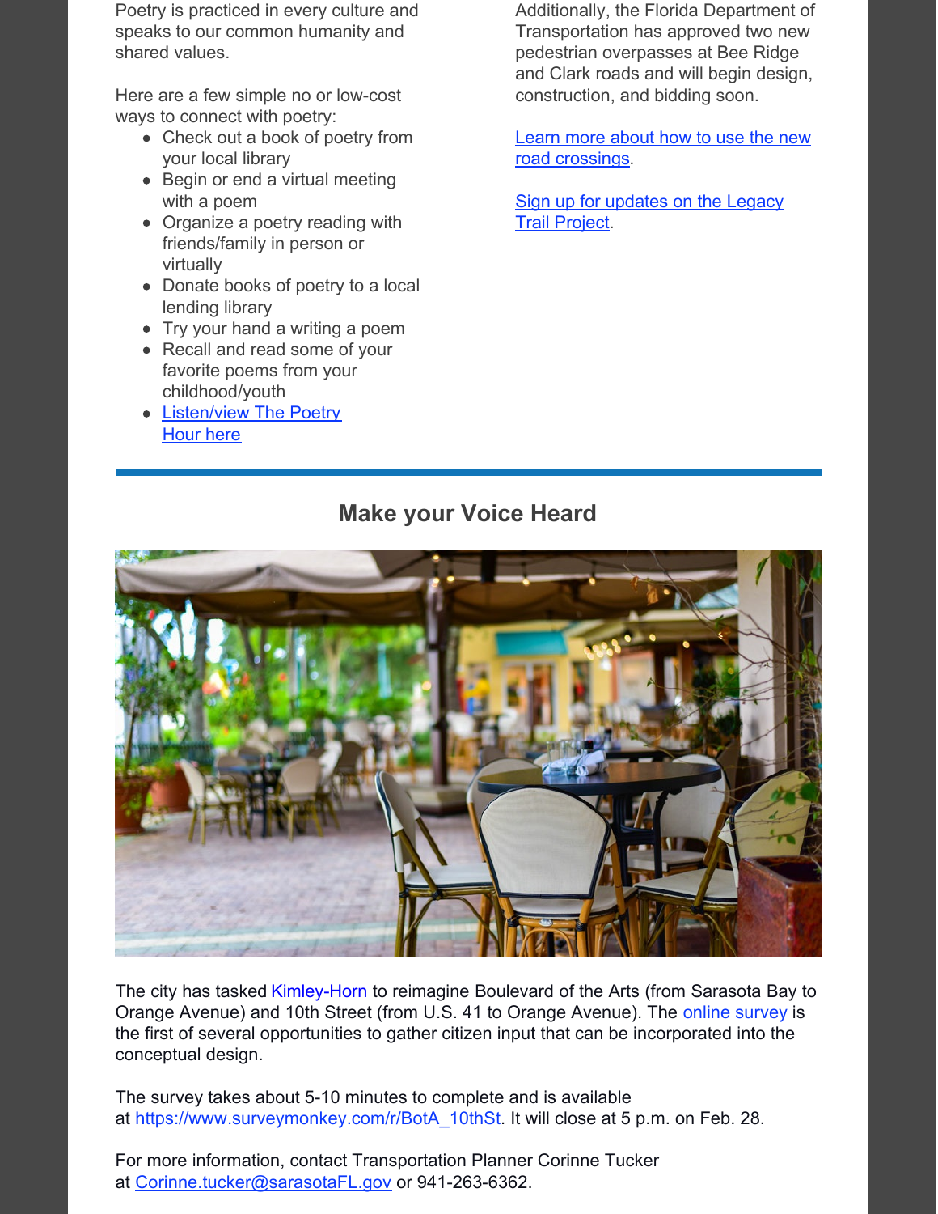Poetry is practiced in every culture and speaks to our common humanity and shared values.

Here are a few simple no or low-cost ways to connect with poetry:

- Check out a book of poetry from your local library
- Begin or end a virtual meeting with a poem
- Organize a poetry reading with friends/family in person or virtually
- Donate books of poetry to a local lending library
- Try your hand a writing a poem
- Recall and read some of your favorite poems from your childhood/youth
- Listen/view The Poetry Hour here

Additionally, the Florida Department of Transportation has approved two new pedestrian overpasses at Bee Ridge and Clark roads and will begin design, construction, and bidding soon.

Learn more about how to use the new road crossings.

Sign up for updates on the Legacy Trail Project.

## Make your Voice Heard

The city has tasked Kimley-Horn to reimagine Boulevard of the Arts (from Sarasota Bay to Orange Avenue) and 10th Street (from U.S. 41 to Orange Avenue). The online survey is the first of several opportunities to gather citizen input that can be incorporated into the conceptual design.

The survey takes about 5-10 minutes to complete and is available at https://www.surveymonkey.com/r/BotA_10thSt. It will close at 5 p.m. on Feb. 28.

For more information, contact Transportation Planner Corinne Tucker at Corinne.tucker@sarasotaFL.gov or 941-263-6362.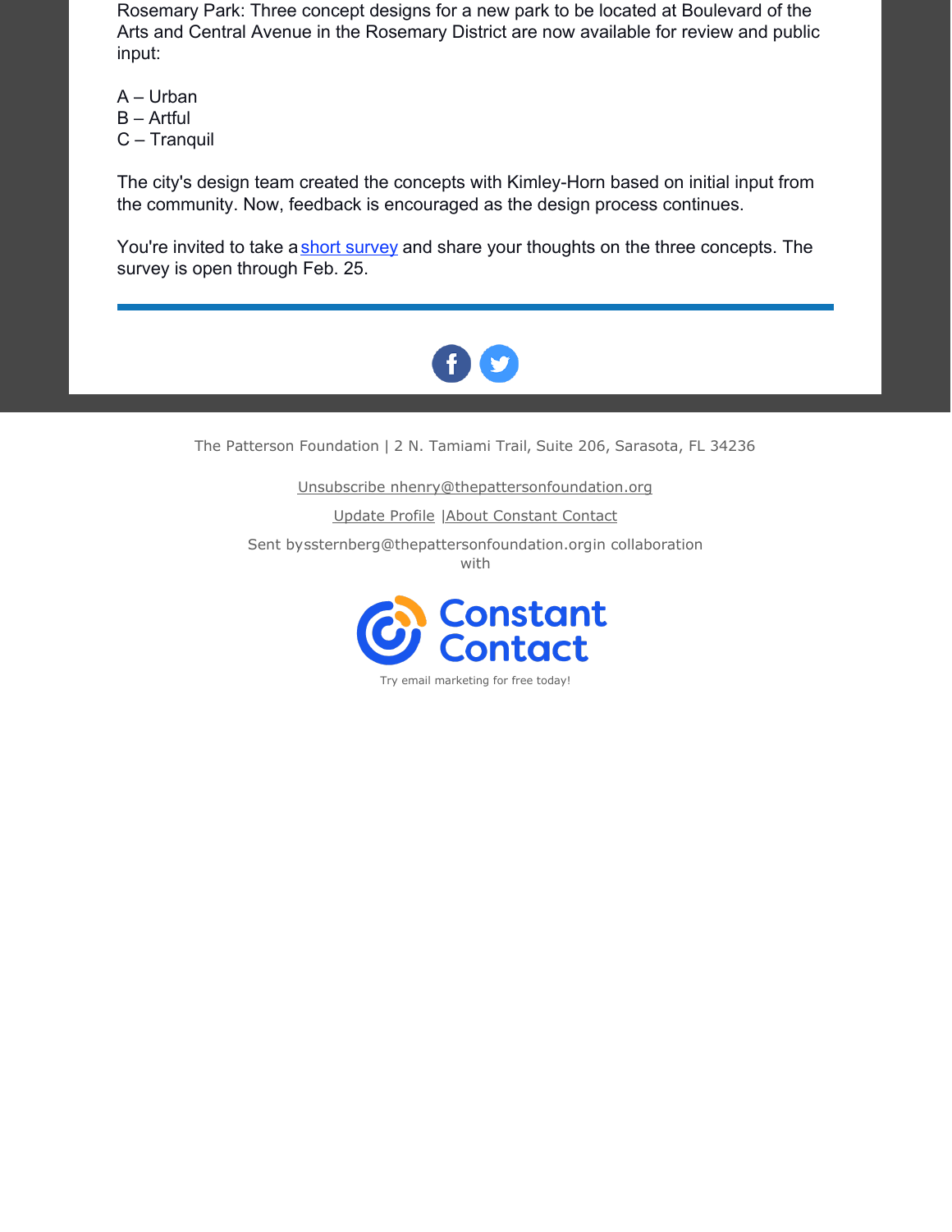Rosemary Park: Three concept designs for a new park to be located at Boulevard of the Arts and Central Avenue in the Rosemary District are now available for review and public input:

A – Urban
B – Artful
C – Tranquil

The city's design team created the concepts with Kimley-Horn based on initial input from the community. Now, feedback is encouraged as the design process continues.

You're invited to take a short survey and share your thoughts on the three concepts. The survey is open through Feb. 25.

The Patterson Foundation | 2 N. Tamiami Trail, Suite 206, Sarasota, FL 34236

Unsubscribe nhenry@thepattersonfoundation.org

Update Profile |About Constant Contact

Sent bysslernberg@thepattersonfoundation.orgin collaboration with

Constant Contact

Try email marketing for free today!